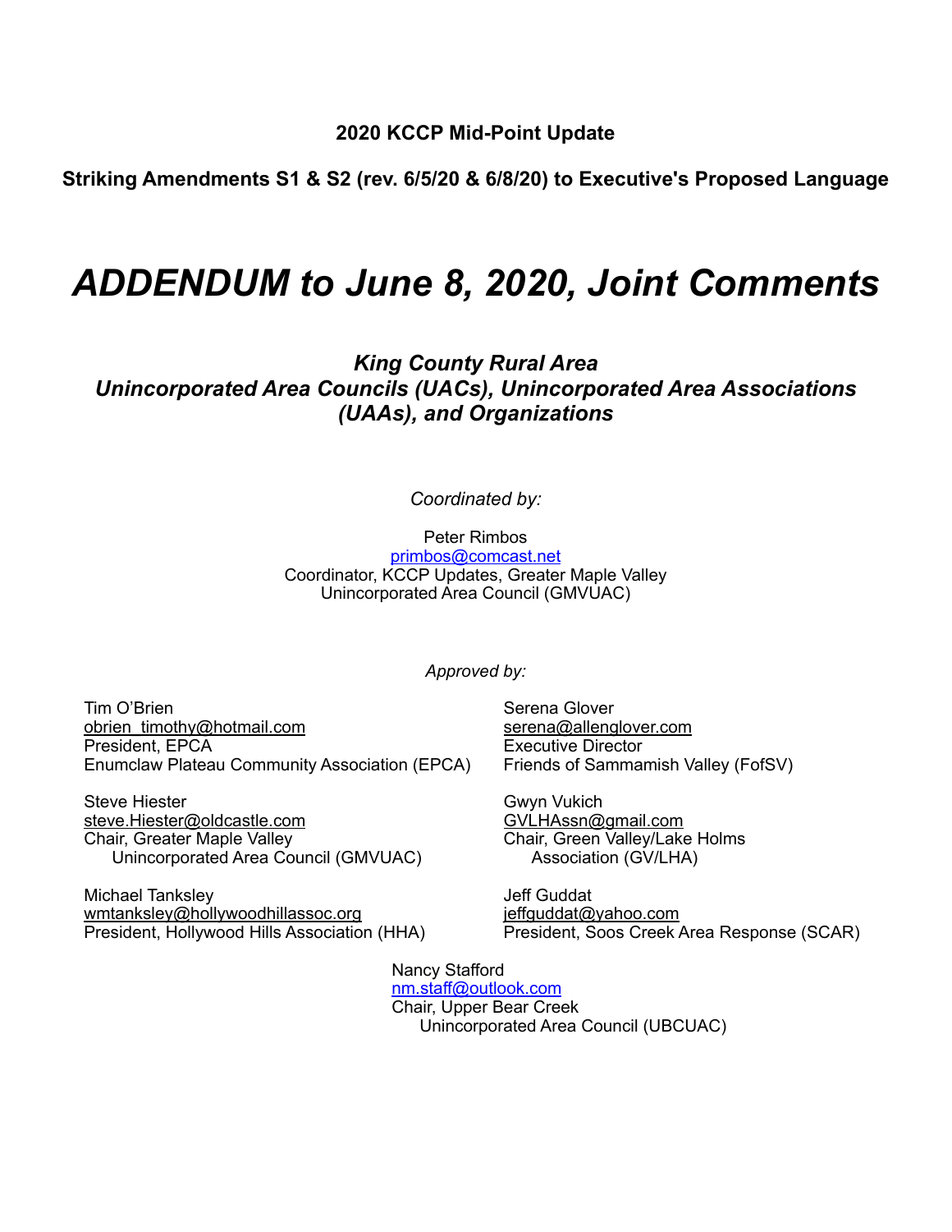**2020 KCCP Mid-Point Update**

**Striking Amendments S1 & S2 (rev. 6/5/20 & 6/8/20) to Executive's Proposed Language**

# *ADDENDUM to June 8, 2020, Joint Comments*

***King County Rural Area***
***Unincorporated Area Councils (UACs), Unincorporated Area Associations (UAAs), and Organizations***

*Coordinated by:*

Peter Rimbos
primbos@comcast.net
Coordinator, KCCP Updates, Greater Maple Valley Unincorporated Area Council (GMVUAC)

*Approved by:*

Tim O'Brien
obrien_timothy@hotmail.com
President, EPCA
Enumclaw Plateau Community Association (EPCA)

Serena Glover
serena@allenglover.com
Executive Director
Friends of Sammamish Valley (FofSV)

Steve Hiester
steve.Hiester@oldcastle.com
Chair, Greater Maple Valley Unincorporated Area Council (GMVUAC)

Gwyn Vukich
GVLHAssn@gmail.com
Chair, Green Valley/Lake Holms Association (GV/LHA)

Michael Tanksley
wmtanksley@hollywoodhillassoc.org
President, Hollywood Hills Association (HHA)

Jeff Guddat
jeffguddat@yahoo.com
President, Soos Creek Area Response (SCAR)

Nancy Stafford
nm.staff@outlook.com
Chair, Upper Bear Creek Unincorporated Area Council (UBCUAC)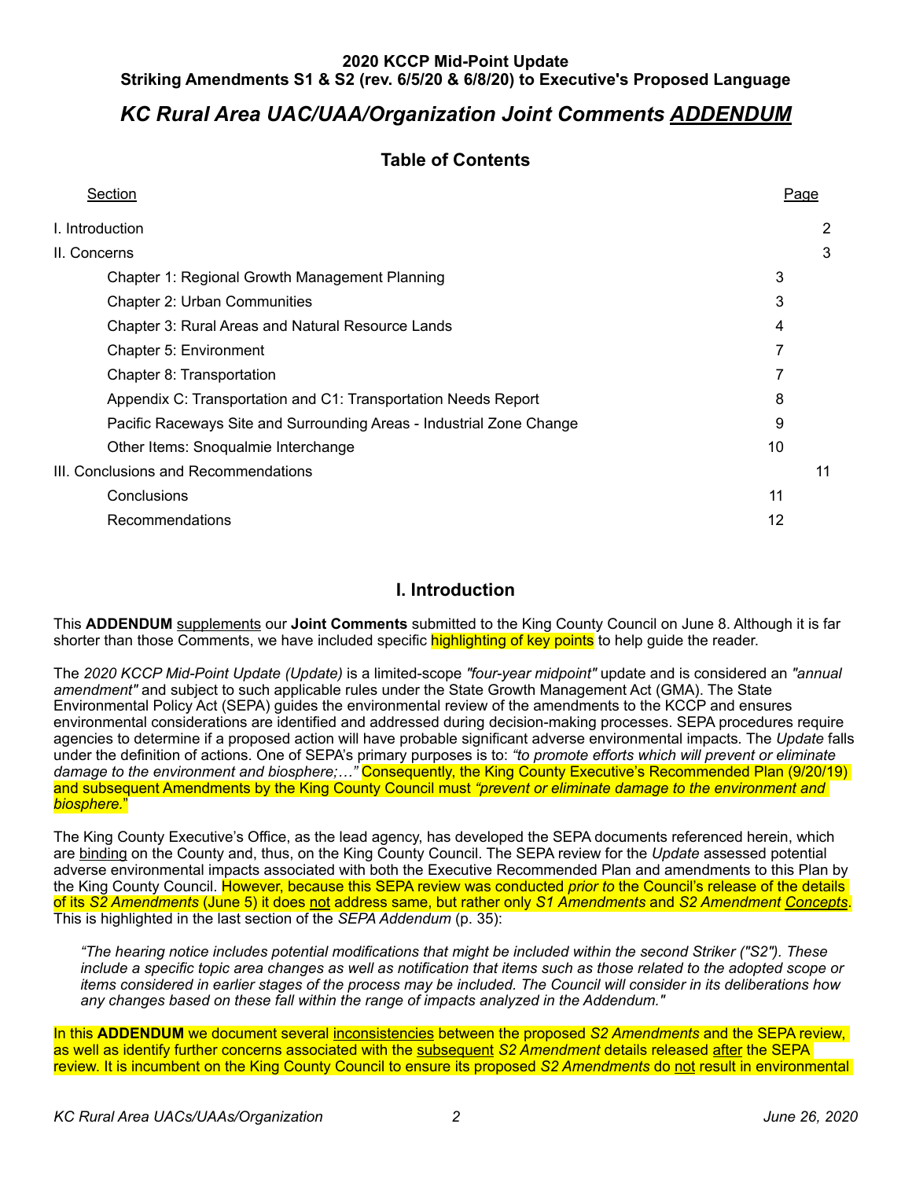**2020 KCCP Mid-Point Update**
**Striking Amendments S1 & S2 (rev. 6/5/20 & 6/8/20) to Executive's Proposed Language**

# *KC Rural Area UAC/UAA/Organization Joint Comments ADDENDUM*

## Table of Contents

| Section | Page |
|---|---|
| I. Introduction | 2 |
| II. Concerns | 3 |
| Chapter 1: Regional Growth Management Planning | 3 |
| Chapter 2: Urban Communities | 3 |
| Chapter 3: Rural Areas and Natural Resource Lands | 4 |
| Chapter 5: Environment | 7 |
| Chapter 8: Transportation | 7 |
| Appendix C: Transportation and C1: Transportation Needs Report | 8 |
| Pacific Raceways Site and Surrounding Areas - Industrial Zone Change | 9 |
| Other Items: Snoqualmie Interchange | 10 |
| III. Conclusions and Recommendations | 11 |
| Conclusions | 11 |
| Recommendations | 12 |

## I. Introduction

This **ADDENDUM** supplements our **Joint Comments** submitted to the King County Council on June 8. Although it is far shorter than those Comments, we have included specific highlighting of key points to help guide the reader.

The *2020 KCCP Mid-Point Update (Update)* is a limited-scope *"four-year midpoint"* update and is considered an *"annual amendment"* and subject to such applicable rules under the State Growth Management Act (GMA). The State Environmental Policy Act (SEPA) guides the environmental review of the amendments to the KCCP and ensures environmental considerations are identified and addressed during decision-making processes. SEPA procedures require agencies to determine if a proposed action will have probable significant adverse environmental impacts. The *Update* falls under the definition of actions. One of SEPA's primary purposes is to: *"to promote efforts which will prevent or eliminate damage to the environment and biosphere;…"* Consequently, the King County Executive's Recommended Plan (9/20/19) and subsequent Amendments by the King County Council must *"prevent or eliminate damage to the environment and biosphere."*

The King County Executive's Office, as the lead agency, has developed the SEPA documents referenced herein, which are binding on the County and, thus, on the King County Council. The SEPA review for the *Update* assessed potential adverse environmental impacts associated with both the Executive Recommended Plan and amendments to this Plan by the King County Council. However, because this SEPA review was conducted *prior to* the Council's release of the details of its *S2 Amendments* (June 5) it does not address same, but rather only *S1 Amendments* and *S2 Amendment Concepts*. This is highlighted in the last section of the *SEPA Addendum* (p. 35):

> *"The hearing notice includes potential modifications that might be included within the second Striker ("S2"). These include a specific topic area changes as well as notification that items such as those related to the adopted scope or items considered in earlier stages of the process may be included. The Council will consider in its deliberations how any changes based on these fall within the range of impacts analyzed in the Addendum."*

In this **ADDENDUM** we document several inconsistencies between the proposed *S2 Amendments* and the SEPA review, as well as identify further concerns associated with the subsequent *S2 Amendment* details released after the SEPA review. It is incumbent on the King County Council to ensure its proposed *S2 Amendments* do not result in environmental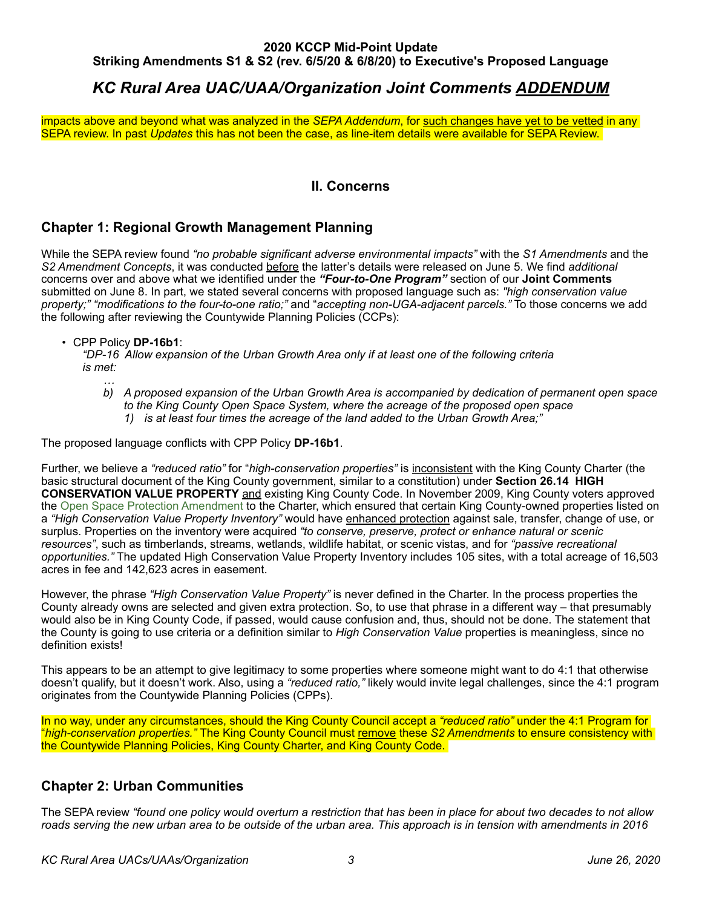impacts above and beyond what was analyzed in the *SEPA Addendum*, for <u>such changes have yet to be vetted</u> in any SEPA review. In past *Updates* this has not been the case, as line-item details were available for SEPA Review.

## II. Concerns

### Chapter 1: Regional Growth Management Planning

While the SEPA review found *"no probable significant adverse environmental impacts"* with the *S1 Amendments* and the *S2 Amendment Concepts*, it was conducted <u>before</u> the latter's details were released on June 5. We find *additional* concerns over and above what we identified under the ***"Four-to-One Program"*** section of our **Joint Comments** submitted on June 8. In part, we stated several concerns with proposed language such as: *"high conservation value property;" "modifications to the four-to-one ratio;"* and "*accepting non-UGA-adjacent parcels."* To those concerns we add the following after reviewing the Countywide Planning Policies (CCPs):

- CPP Policy **DP-16b1**:
  *"DP-16 Allow expansion of the Urban Growth Area only if at least one of the following criteria is met:*
  *…*
  *b) A proposed expansion of the Urban Growth Area is accompanied by dedication of permanent open space to the King County Open Space System, where the acreage of the proposed open space*
  *1) is at least four times the acreage of the land added to the Urban Growth Area;"*

The proposed language conflicts with CPP Policy **DP-16b1**.

Further, we believe a *"reduced ratio"* for "*high-conservation properties"* is <u>inconsistent</u> with the King County Charter (the basic structural document of the King County government, similar to a constitution) under **Section 26.14 HIGH CONSERVATION VALUE PROPERTY** <u>and</u> existing King County Code. In November 2009, King County voters approved the Open Space Protection Amendment to the Charter, which ensured that certain King County-owned properties listed on a *"High Conservation Value Property Inventory"* would have <u>enhanced protection</u> against sale, transfer, change of use, or surplus. Properties on the inventory were acquired *"to conserve, preserve, protect or enhance natural or scenic resources"*, such as timberlands, streams, wetlands, wildlife habitat, or scenic vistas, and for *"passive recreational opportunities."* The updated High Conservation Value Property Inventory includes 105 sites, with a total acreage of 16,503 acres in fee and 142,623 acres in easement.

However, the phrase *"High Conservation Value Property"* is never defined in the Charter. In the process properties the County already owns are selected and given extra protection. So, to use that phrase in a different way – that presumably would also be in King County Code, if passed, would cause confusion and, thus, should not be done. The statement that the County is going to use criteria or a definition similar to *High Conservation Value* properties is meaningless, since no definition exists!

This appears to be an attempt to give legitimacy to some properties where someone might want to do 4:1 that otherwise doesn't qualify, but it doesn't work. Also, using a *"reduced ratio,"* likely would invite legal challenges, since the 4:1 program originates from the Countywide Planning Policies (CPPs).

In no way, under any circumstances, should the King County Council accept a *"reduced ratio"* under the 4:1 Program for "*high-conservation properties."* The King County Council must <u>remove</u> these *S2 Amendments* to ensure consistency with the Countywide Planning Policies, King County Charter, and King County Code.

### Chapter 2: Urban Communities

The SEPA review *"found one policy would overturn a restriction that has been in place for about two decades to not allow roads serving the new urban area to be outside of the urban area. This approach is in tension with amendments in 2016*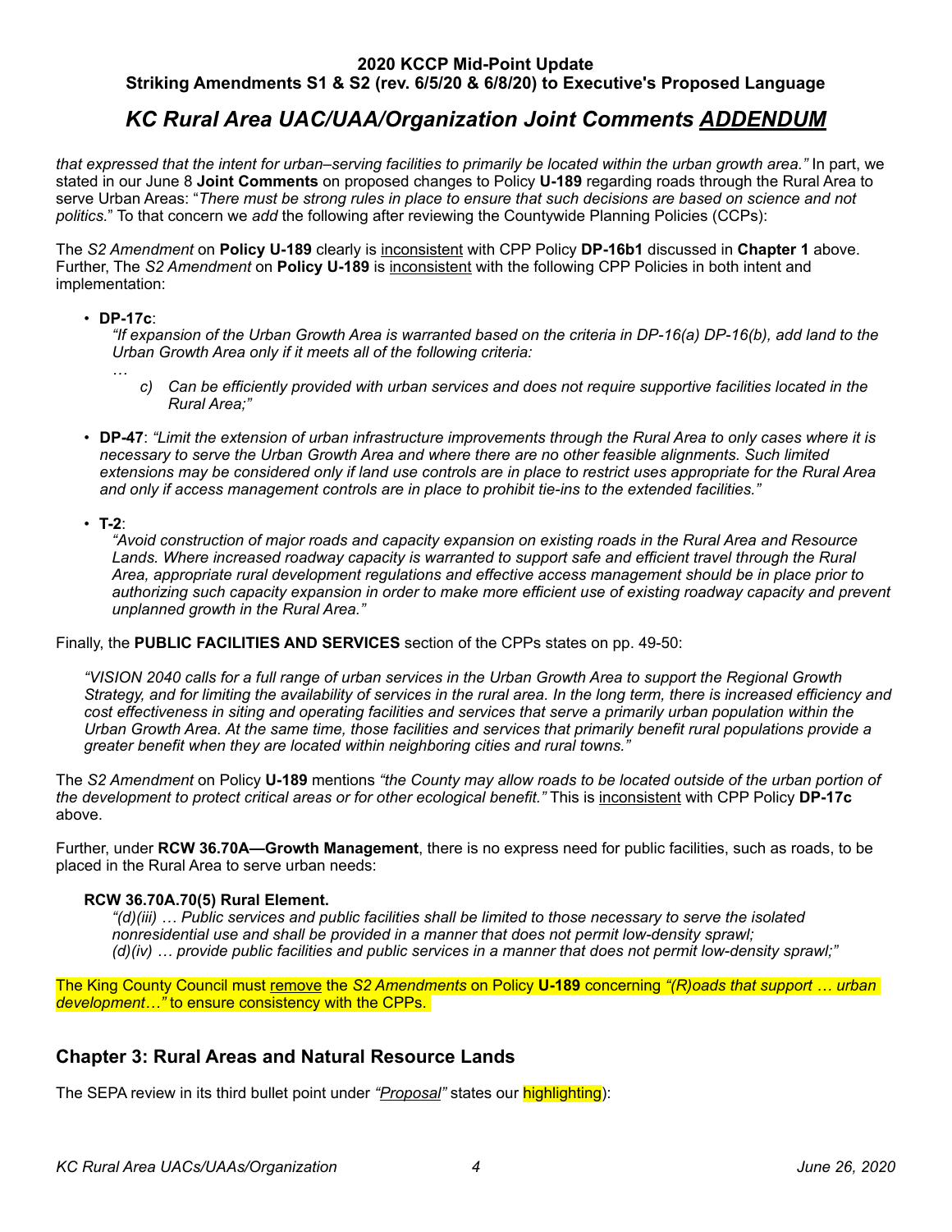*that expressed that the intent for urban–serving facilities to primarily be located within the urban growth area."* In part, we stated in our June 8 **Joint Comments** on proposed changes to Policy **U-189** regarding roads through the Rural Area to serve Urban Areas: "*There must be strong rules in place to ensure that such decisions are based on science and not politics.*" To that concern we *add* the following after reviewing the Countywide Planning Policies (CCPs):

The *S2 Amendment* on **Policy U-189** clearly is <u>inconsistent</u> with CPP Policy **DP-16b1** discussed in **Chapter 1** above. Further, The *S2 Amendment* on **Policy U-189** is <u>inconsistent</u> with the following CPP Policies in both intent and implementation:

- **DP-17c**:
  *"If expansion of the Urban Growth Area is warranted based on the criteria in DP-16(a) DP-16(b), add land to the Urban Growth Area only if it meets all of the following criteria:*
  *…*
  *c) Can be efficiently provided with urban services and does not require supportive facilities located in the Rural Area;"*

- **DP-47**: *"Limit the extension of urban infrastructure improvements through the Rural Area to only cases where it is necessary to serve the Urban Growth Area and where there are no other feasible alignments. Such limited extensions may be considered only if land use controls are in place to restrict uses appropriate for the Rural Area and only if access management controls are in place to prohibit tie-ins to the extended facilities."*

- **T-2**:
  *"Avoid construction of major roads and capacity expansion on existing roads in the Rural Area and Resource Lands. Where increased roadway capacity is warranted to support safe and efficient travel through the Rural Area, appropriate rural development regulations and effective access management should be in place prior to authorizing such capacity expansion in order to make more efficient use of existing roadway capacity and prevent unplanned growth in the Rural Area."*

Finally, the **PUBLIC FACILITIES AND SERVICES** section of the CPPs states on pp. 49-50:

> *"VISION 2040 calls for a full range of urban services in the Urban Growth Area to support the Regional Growth Strategy, and for limiting the availability of services in the rural area. In the long term, there is increased efficiency and cost effectiveness in siting and operating facilities and services that serve a primarily urban population within the Urban Growth Area. At the same time, those facilities and services that primarily benefit rural populations provide a greater benefit when they are located within neighboring cities and rural towns."*

The *S2 Amendment* on Policy **U-189** mentions *"the County may allow roads to be located outside of the urban portion of the development to protect critical areas or for other ecological benefit."* This is <u>inconsistent</u> with CPP Policy **DP-17c** above.

Further, under **RCW 36.70A—Growth Management**, there is no express need for public facilities, such as roads, to be placed in the Rural Area to serve urban needs:

**RCW 36.70A.70(5) Rural Element.**
*"(d)(iii) … Public services and public facilities shall be limited to those necessary to serve the isolated nonresidential use and shall be provided in a manner that does not permit low-density sprawl;*
*(d)(iv) … provide public facilities and public services in a manner that does not permit low-density sprawl;"*

The King County Council must <u>remove</u> the *S2 Amendments* on Policy **U-189** concerning *"(R)oads that support … urban development…"* to ensure consistency with the CPPs.

## Chapter 3: Rural Areas and Natural Resource Lands

The SEPA review in its third bullet point under *"<u>Proposal</u>"* states our highlighting):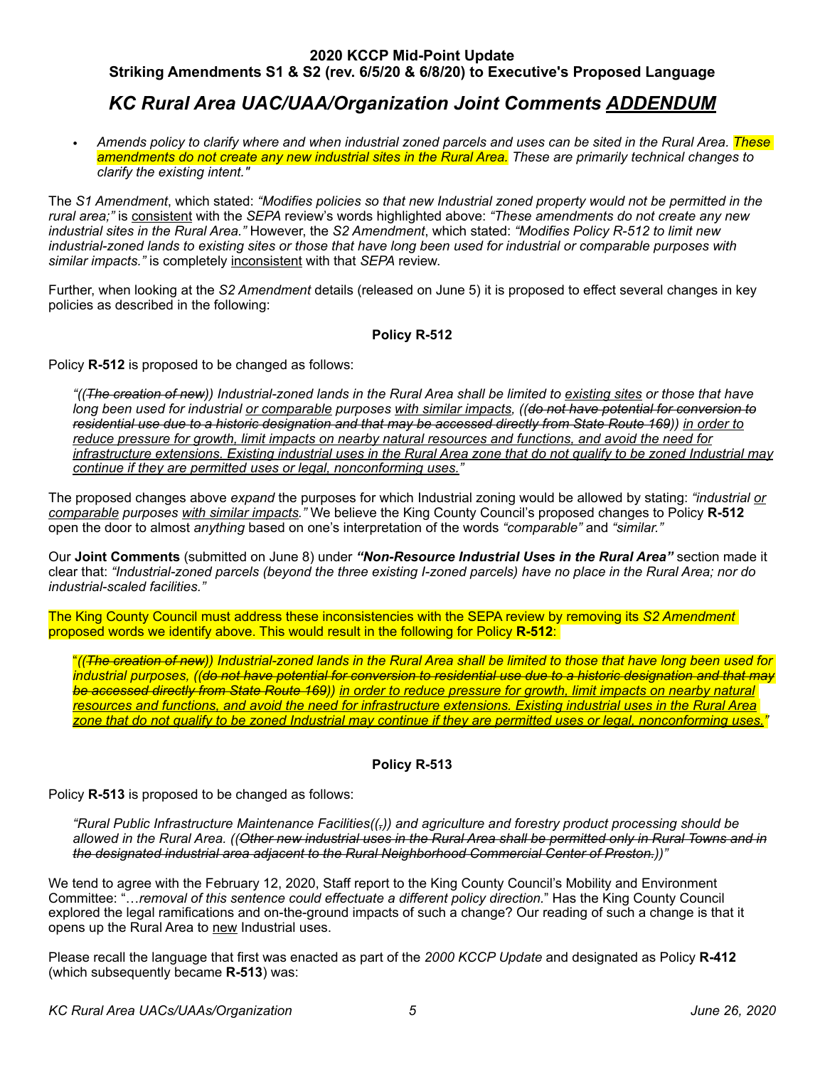## 2020 KCCP Mid-Point Update
### Striking Amendments S1 & S2 (rev. 6/5/20 & 6/8/20) to Executive's Proposed Language

# *KC Rural Area UAC/UAA/Organization Joint Comments ADDENDUM*

- *Amends policy to clarify where and when industrial zoned parcels and uses can be sited in the Rural Area. These amendments do not create any new industrial sites in the Rural Area. These are primarily technical changes to clarify the existing intent."*

The *S1 Amendment*, which stated: *"Modifies policies so that new Industrial zoned property would not be permitted in the rural area;"* is consistent with the *SEPA* review's words highlighted above: *"These amendments do not create any new industrial sites in the Rural Area."* However, the *S2 Amendment*, which stated: *"Modifies Policy R-512 to limit new industrial-zoned lands to existing sites or those that have long been used for industrial or comparable purposes with similar impacts."* is completely inconsistent with that *SEPA* review.

Further, when looking at the *S2 Amendment* details (released on June 5) it is proposed to effect several changes in key policies as described in the following:

### Policy R-512

Policy **R-512** is proposed to be changed as follows:

> *"((~~The creation of new~~)) Industrial-zoned lands in the Rural Area shall be limited to existing sites or those that have long been used for industrial or comparable purposes with similar impacts, ((~~do not have potential for conversion to residential use due to a historic designation and that may be accessed directly from State Route 169~~)) in order to reduce pressure for growth, limit impacts on nearby natural resources and functions, and avoid the need for infrastructure extensions. Existing industrial uses in the Rural Area zone that do not qualify to be zoned Industrial may continue if they are permitted uses or legal, nonconforming uses."*

The proposed changes above *expand* the purposes for which Industrial zoning would be allowed by stating: *"industrial or comparable purposes with similar impacts."* We believe the King County Council's proposed changes to Policy **R-512** open the door to almost *anything* based on one's interpretation of the words *"comparable"* and *"similar."*

Our **Joint Comments** (submitted on June 8) under ***"Non-Resource Industrial Uses in the Rural Area"*** section made it clear that: *"Industrial-zoned parcels (beyond the three existing I-zoned parcels) have no place in the Rural Area; nor do industrial-scaled facilities."*

The King County Council must address these inconsistencies with the SEPA review by removing its *S2 Amendment* proposed words we identify above. This would result in the following for Policy **R-512**:

> "*((~~The creation of new~~)) Industrial-zoned lands in the Rural Area shall be limited to those that have long been used for industrial purposes, ((~~do not have potential for conversion to residential use due to a historic designation and that may be accessed directly from State Route 169~~)) in order to reduce pressure for growth, limit impacts on nearby natural resources and functions, and avoid the need for infrastructure extensions. Existing industrial uses in the Rural Area zone that do not qualify to be zoned Industrial may continue if they are permitted uses or legal, nonconforming uses."*

### Policy R-513

Policy **R-513** is proposed to be changed as follows:

> *"Rural Public Infrastructure Maintenance Facilities((~~,~~)) and agriculture and forestry product processing should be allowed in the Rural Area. ((~~Other new industrial uses in the Rural Area shall be permitted only in Rural Towns and in the designated industrial area adjacent to the Rural Neighborhood Commercial Center of Preston.~~))"*

We tend to agree with the February 12, 2020, Staff report to the King County Council's Mobility and Environment Committee: "…*removal of this sentence could effectuate a different policy direction*." Has the King County Council explored the legal ramifications and on-the-ground impacts of such a change? Our reading of such a change is that it opens up the Rural Area to new Industrial uses.

Please recall the language that first was enacted as part of the *2000 KCCP Update* and designated as Policy **R-412** (which subsequently became **R-513**) was: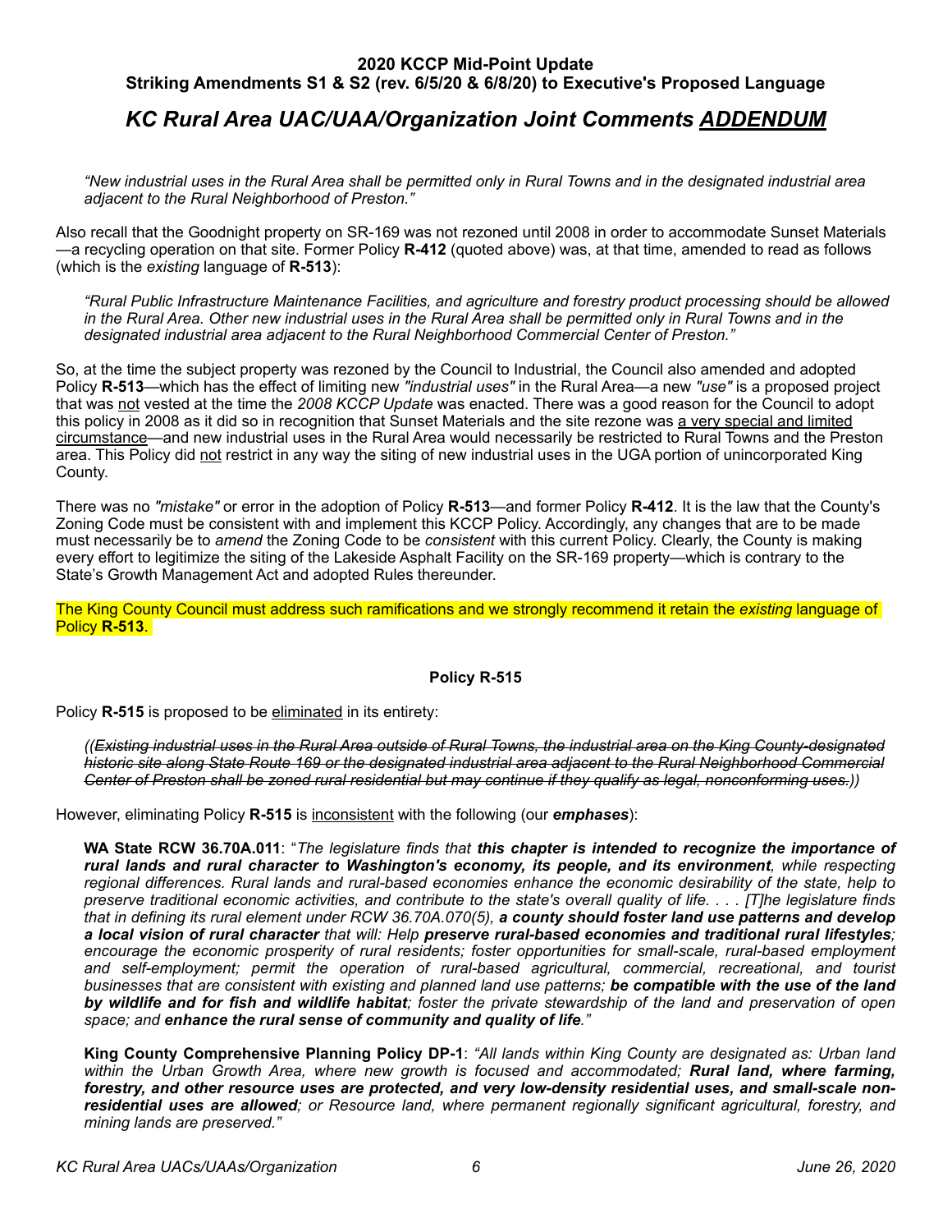*"New industrial uses in the Rural Area shall be permitted only in Rural Towns and in the designated industrial area adjacent to the Rural Neighborhood of Preston."*

Also recall that the Goodnight property on SR-169 was not rezoned until 2008 in order to accommodate Sunset Materials—a recycling operation on that site. Former Policy **R-412** (quoted above) was, at that time, amended to read as follows (which is the *existing* language of **R-513**):

> *"Rural Public Infrastructure Maintenance Facilities, and agriculture and forestry product processing should be allowed in the Rural Area. Other new industrial uses in the Rural Area shall be permitted only in Rural Towns and in the designated industrial area adjacent to the Rural Neighborhood Commercial Center of Preston."*

So, at the time the subject property was rezoned by the Council to Industrial, the Council also amended and adopted Policy **R-513**—which has the effect of limiting new *"industrial uses"* in the Rural Area—a new *"use"* is a proposed project that was not vested at the time the *2008 KCCP Update* was enacted. There was a good reason for the Council to adopt this policy in 2008 as it did so in recognition that Sunset Materials and the site rezone was a very special and limited circumstance—and new industrial uses in the Rural Area would necessarily be restricted to Rural Towns and the Preston area. This Policy did not restrict in any way the siting of new industrial uses in the UGA portion of unincorporated King County.

There was no *"mistake"* or error in the adoption of Policy **R-513**—and former Policy **R-412**. It is the law that the County's Zoning Code must be consistent with and implement this KCCP Policy. Accordingly, any changes that are to be made must necessarily be to *amend* the Zoning Code to be *consistent* with this current Policy. Clearly, the County is making every effort to legitimize the siting of the Lakeside Asphalt Facility on the SR-169 property—which is contrary to the State's Growth Management Act and adopted Rules thereunder.

The King County Council must address such ramifications and we strongly recommend it retain the *existing* language of Policy **R-513**.

### Policy R-515

Policy **R-515** is proposed to be eliminated in its entirety:

> *((~~Existing industrial uses in the Rural Area outside of Rural Towns, the industrial area on the King County-designated historic site along State Route 169 or the designated industrial area adjacent to the Rural Neighborhood Commercial Center of Preston shall be zoned rural residential but may continue if they qualify as legal, nonconforming uses.~~))*

However, eliminating Policy **R-515** is inconsistent with the following (our ***emphases***):

> **WA State RCW 36.70A.011**: "*The legislature finds that **this chapter is intended to recognize the importance of rural lands and rural character to Washington's economy, its people, and its environment**, while respecting regional differences. Rural lands and rural-based economies enhance the economic desirability of the state, help to preserve traditional economic activities, and contribute to the state's overall quality of life. . . . [T]he legislature finds that in defining its rural element under RCW 36.70A.070(5), **a county should foster land use patterns and develop a local vision of rural character** that will: Help **preserve rural-based economies and traditional rural lifestyles**; encourage the economic prosperity of rural residents; foster opportunities for small-scale, rural-based employment and self-employment; permit the operation of rural-based agricultural, commercial, recreational, and tourist businesses that are consistent with existing and planned land use patterns; **be compatible with the use of the land by wildlife and for fish and wildlife habitat**; foster the private stewardship of the land and preservation of open space; and **enhance the rural sense of community and quality of life**.*"

> **King County Comprehensive Planning Policy DP-1**: *"All lands within King County are designated as: Urban land within the Urban Growth Area, where new growth is focused and accommodated; **Rural land, where farming, forestry, and other resource uses are protected, and very low-density residential uses, and small-scale non-residential uses are allowed**; or Resource land, where permanent regionally significant agricultural, forestry, and mining lands are preserved."*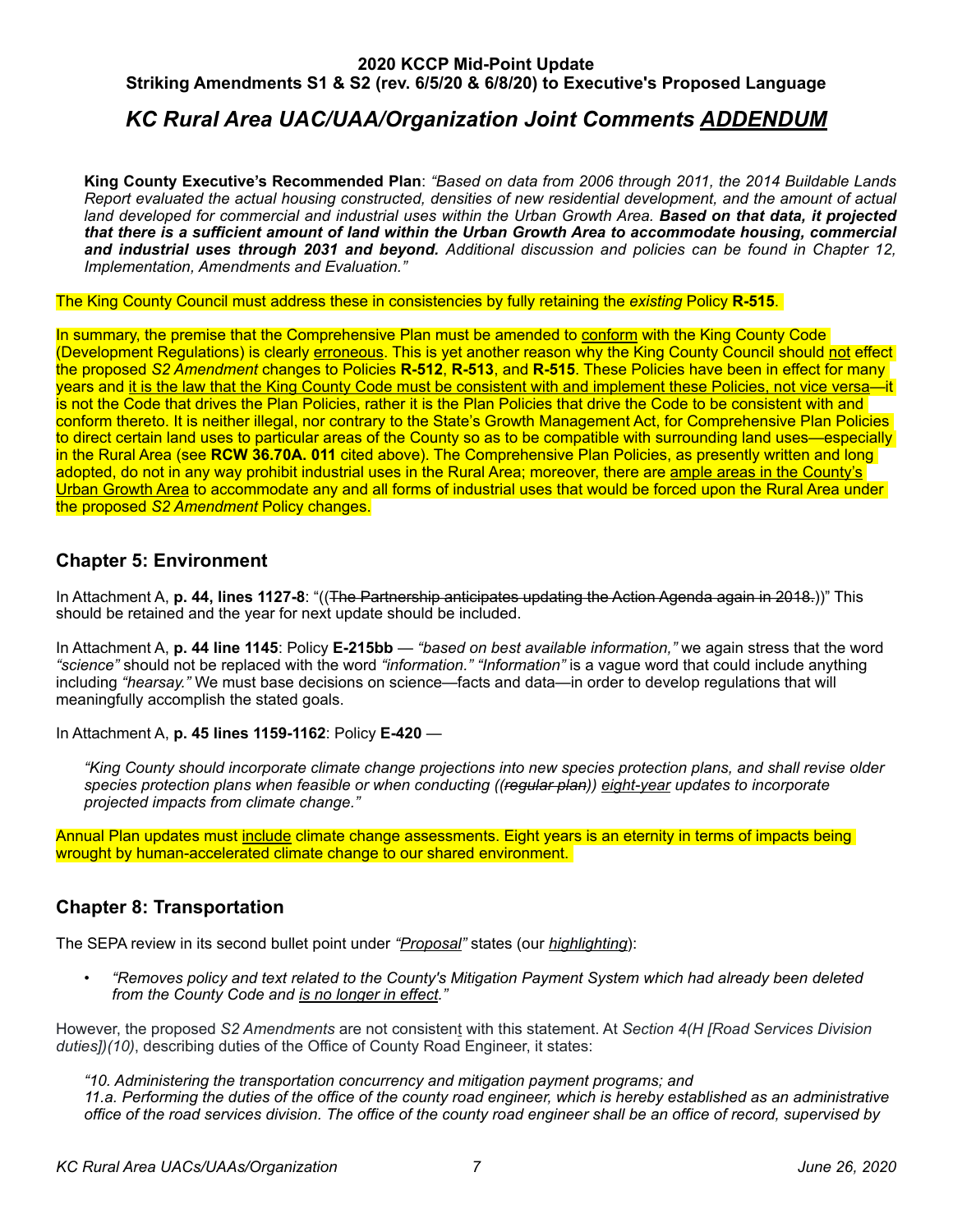### 2020 KCCP Mid-Point Update
### Striking Amendments S1 & S2 (rev. 6/5/20 & 6/8/20) to Executive's Proposed Language

## *KC Rural Area UAC/UAA/Organization Joint Comments* ***ADDENDUM***

**King County Executive's Recommended Plan**: *"Based on data from 2006 through 2011, the 2014 Buildable Lands Report evaluated the actual housing constructed, densities of new residential development, and the amount of actual land developed for commercial and industrial uses within the Urban Growth Area.* ***Based on that data, it projected that there is a sufficient amount of land within the Urban Growth Area to accommodate housing, commercial and industrial uses through 2031 and beyond.*** *Additional discussion and policies can be found in Chapter 12, Implementation, Amendments and Evaluation."*

The King County Council must address these in consistencies by fully retaining the *existing* Policy **R-515**.

In summary, the premise that the Comprehensive Plan must be amended to conform with the King County Code (Development Regulations) is clearly erroneous. This is yet another reason why the King County Council should not effect the proposed *S2 Amendment* changes to Policies **R-512**, **R-513**, and **R-515**. These Policies have been in effect for many years and it is the law that the King County Code must be consistent with and implement these Policies, not vice versa—it is not the Code that drives the Plan Policies, rather it is the Plan Policies that drive the Code to be consistent with and conform thereto. It is neither illegal, nor contrary to the State's Growth Management Act, for Comprehensive Plan Policies to direct certain land uses to particular areas of the County so as to be compatible with surrounding land uses—especially in the Rural Area (see **RCW 36.70A. 011** cited above). The Comprehensive Plan Policies, as presently written and long adopted, do not in any way prohibit industrial uses in the Rural Area; moreover, there are ample areas in the County's Urban Growth Area to accommodate any and all forms of industrial uses that would be forced upon the Rural Area under the proposed *S2 Amendment* Policy changes.

## Chapter 5: Environment

In Attachment A, **p. 44, lines 1127-8**: "((~~The Partnership anticipates updating the Action Agenda again in 2018.~~))" This should be retained and the year for next update should be included.

In Attachment A, **p. 44 line 1145**: Policy **E-215bb** — *"based on best available information,"* we again stress that the word *"science"* should not be replaced with the word *"information." "Information"* is a vague word that could include anything including *"hearsay."* We must base decisions on science—facts and data—in order to develop regulations that will meaningfully accomplish the stated goals.

In Attachment A, **p. 45 lines 1159-1162**: Policy **E-420** —

> *"King County should incorporate climate change projections into new species protection plans, and shall revise older species protection plans when feasible or when conducting ((~~regular plan~~)) eight-year updates to incorporate projected impacts from climate change."*

Annual Plan updates must include climate change assessments. Eight years is an eternity in terms of impacts being wrought by human-accelerated climate change to our shared environment.

## Chapter 8: Transportation

The SEPA review in its second bullet point under *"Proposal"* states (our *highlighting*):

- *"Removes policy and text related to the County's Mitigation Payment System which had already been deleted from the County Code and is no longer in effect."*

However, the proposed *S2 Amendments* are not consistent with this statement. At *Section 4(H [Road Services Division duties])(10)*, describing duties of the Office of County Road Engineer, it states:

> *"10. Administering the transportation concurrency and mitigation payment programs; and*
> *11.a. Performing the duties of the office of the county road engineer, which is hereby established as an administrative office of the road services division. The office of the county road engineer shall be an office of record, supervised by*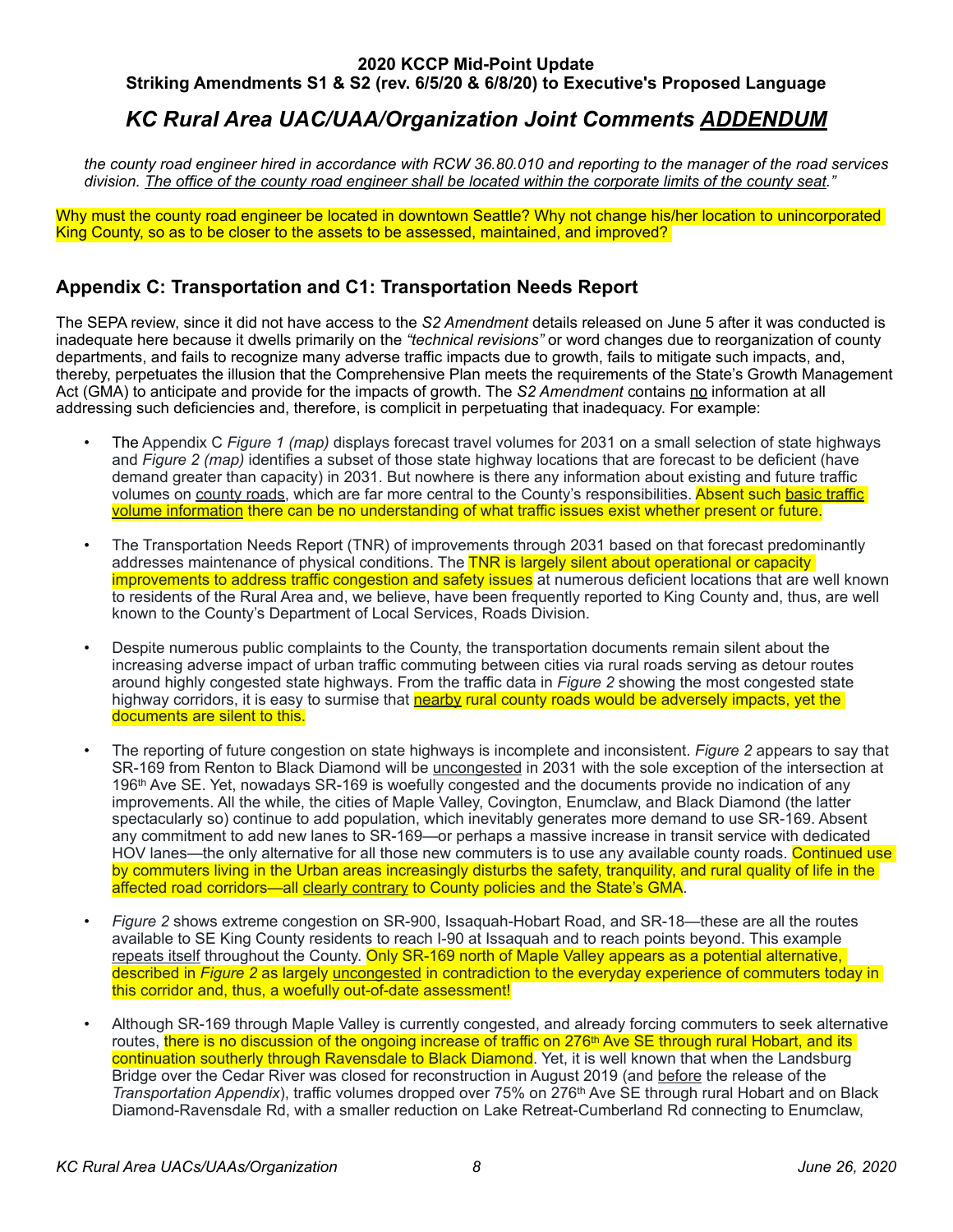*the county road engineer hired in accordance with RCW 36.80.010 and reporting to the manager of the road services division. <u>The office of the county road engineer shall be located within the corporate limits of the county seat</u>."*

Why must the county road engineer be located in downtown Seattle? Why not change his/her location to unincorporated King County, so as to be closer to the assets to be assessed, maintained, and improved?

## Appendix C: Transportation and C1: Transportation Needs Report

The SEPA review, since it did not have access to the *S2 Amendment* details released on June 5 after it was conducted is inadequate here because it dwells primarily on the *"technical revisions"* or word changes due to reorganization of county departments, and fails to recognize many adverse traffic impacts due to growth, fails to mitigate such impacts, and, thereby, perpetuates the illusion that the Comprehensive Plan meets the requirements of the State's Growth Management Act (GMA) to anticipate and provide for the impacts of growth. The *S2 Amendment* contains <u>no</u> information at all addressing such deficiencies and, therefore, is complicit in perpetuating that inadequacy. For example:

- The Appendix C *Figure 1 (map)* displays forecast travel volumes for 2031 on a small selection of state highways and *Figure 2 (map)* identifies a subset of those state highway locations that are forecast to be deficient (have demand greater than capacity) in 2031. But nowhere is there any information about existing and future traffic volumes on <u>county roads</u>, which are far more central to the County's responsibilities. Absent such <u>basic traffic volume information</u> there can be no understanding of what traffic issues exist whether present or future.

- The Transportation Needs Report (TNR) of improvements through 2031 based on that forecast predominantly addresses maintenance of physical conditions. The TNR is largely silent about operational or capacity improvements to address traffic congestion and safety issues at numerous deficient locations that are well known to residents of the Rural Area and, we believe, have been frequently reported to King County and, thus, are well known to the County's Department of Local Services, Roads Division.

- Despite numerous public complaints to the County, the transportation documents remain silent about the increasing adverse impact of urban traffic commuting between cities via rural roads serving as detour routes around highly congested state highways. From the traffic data in *Figure 2* showing the most congested state highway corridors, it is easy to surmise that <u>nearby</u> rural county roads would be adversely impacts, yet the documents are silent to this.

- The reporting of future congestion on state highways is incomplete and inconsistent. *Figure 2* appears to say that SR-169 from Renton to Black Diamond will be <u>uncongested</u> in 2031 with the sole exception of the intersection at 196th Ave SE. Yet, nowadays SR-169 is woefully congested and the documents provide no indication of any improvements. All the while, the cities of Maple Valley, Covington, Enumclaw, and Black Diamond (the latter spectacularly so) continue to add population, which inevitably generates more demand to use SR-169. Absent any commitment to add new lanes to SR-169—or perhaps a massive increase in transit service with dedicated HOV lanes—the only alternative for all those new commuters is to use any available county roads. Continued use by commuters living in the Urban areas increasingly disturbs the safety, tranquility, and rural quality of life in the affected road corridors—all <u>clearly contrary</u> to County policies and the State's GMA.

- *Figure 2* shows extreme congestion on SR-900, Issaquah-Hobart Road, and SR-18—these are all the routes available to SE King County residents to reach I-90 at Issaquah and to reach points beyond. This example <u>repeats itself</u> throughout the County. Only SR-169 north of Maple Valley appears as a potential alternative, described in *Figure 2* as largely <u>uncongested</u> in contradiction to the everyday experience of commuters today in this corridor and, thus, a woefully out-of-date assessment!

- Although SR-169 through Maple Valley is currently congested, and already forcing commuters to seek alternative routes, there is no discussion of the ongoing increase of traffic on 276th Ave SE through rural Hobart, and its continuation southerly through Ravensdale to Black Diamond. Yet, it is well known that when the Landsburg Bridge over the Cedar River was closed for reconstruction in August 2019 (and <u>before</u> the release of the *Transportation Appendix*), traffic volumes dropped over 75% on 276th Ave SE through rural Hobart and on Black Diamond-Ravensdale Rd, with a smaller reduction on Lake Retreat-Cumberland Rd connecting to Enumclaw,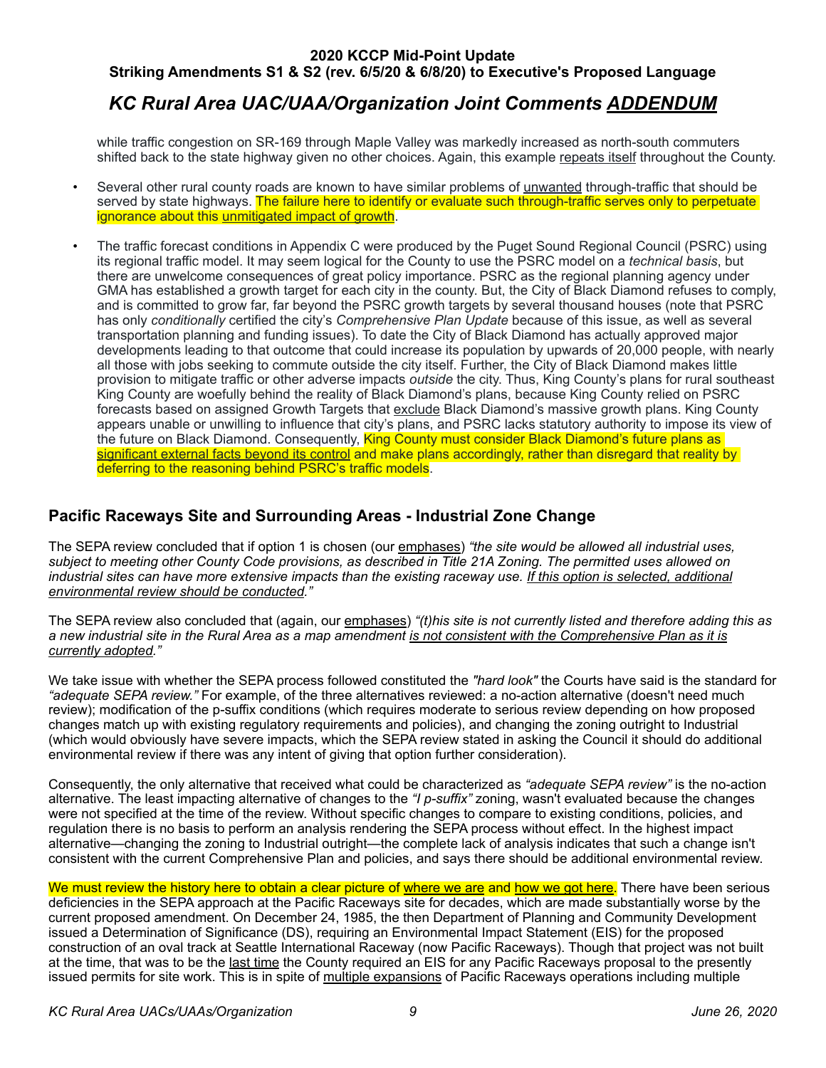while traffic congestion on SR-169 through Maple Valley was markedly increased as north-south commuters shifted back to the state highway given no other choices. Again, this example repeats itself throughout the County.

- Several other rural county roads are known to have similar problems of unwanted through-traffic that should be served by state highways. The failure here to identify or evaluate such through-traffic serves only to perpetuate ignorance about this unmitigated impact of growth.

- The traffic forecast conditions in Appendix C were produced by the Puget Sound Regional Council (PSRC) using its regional traffic model. It may seem logical for the County to use the PSRC model on a *technical basis*, but there are unwelcome consequences of great policy importance. PSRC as the regional planning agency under GMA has established a growth target for each city in the county. But, the City of Black Diamond refuses to comply, and is committed to grow far, far beyond the PSRC growth targets by several thousand houses (note that PSRC has only *conditionally* certified the city's *Comprehensive Plan Update* because of this issue, as well as several transportation planning and funding issues). To date the City of Black Diamond has actually approved major developments leading to that outcome that could increase its population by upwards of 20,000 people, with nearly all those with jobs seeking to commute outside the city itself. Further, the City of Black Diamond makes little provision to mitigate traffic or other adverse impacts *outside* the city. Thus, King County's plans for rural southeast King County are woefully behind the reality of Black Diamond's plans, because King County relied on PSRC forecasts based on assigned Growth Targets that exclude Black Diamond's massive growth plans. King County appears unable or unwilling to influence that city's plans, and PSRC lacks statutory authority to impose its view of the future on Black Diamond. Consequently, King County must consider Black Diamond's future plans as significant external facts beyond its control and make plans accordingly, rather than disregard that reality by deferring to the reasoning behind PSRC's traffic models.

## Pacific Raceways Site and Surrounding Areas - Industrial Zone Change

The SEPA review concluded that if option 1 is chosen (our emphases) *"the site would be allowed all industrial uses, subject to meeting other County Code provisions, as described in Title 21A Zoning. The permitted uses allowed on industrial sites can have more extensive impacts than the existing raceway use. If this option is selected, additional environmental review should be conducted."*

The SEPA review also concluded that (again, our emphases) *"(t)his site is not currently listed and therefore adding this as a new industrial site in the Rural Area as a map amendment is not consistent with the Comprehensive Plan as it is currently adopted."*

We take issue with whether the SEPA process followed constituted the *"hard look"* the Courts have said is the standard for *"adequate SEPA review."* For example, of the three alternatives reviewed: a no-action alternative (doesn't need much review); modification of the p-suffix conditions (which requires moderate to serious review depending on how proposed changes match up with existing regulatory requirements and policies), and changing the zoning outright to Industrial (which would obviously have severe impacts, which the SEPA review stated in asking the Council it should do additional environmental review if there was any intent of giving that option further consideration).

Consequently, the only alternative that received what could be characterized as *"adequate SEPA review"* is the no-action alternative. The least impacting alternative of changes to the *"I p-suffix"* zoning, wasn't evaluated because the changes were not specified at the time of the review. Without specific changes to compare to existing conditions, policies, and regulation there is no basis to perform an analysis rendering the SEPA process without effect. In the highest impact alternative—changing the zoning to Industrial outright—the complete lack of analysis indicates that such a change isn't consistent with the current Comprehensive Plan and policies, and says there should be additional environmental review.

We must review the history here to obtain a clear picture of where we are and how we got here. There have been serious deficiencies in the SEPA approach at the Pacific Raceways site for decades, which are made substantially worse by the current proposed amendment. On December 24, 1985, the then Department of Planning and Community Development issued a Determination of Significance (DS), requiring an Environmental Impact Statement (EIS) for the proposed construction of an oval track at Seattle International Raceway (now Pacific Raceways). Though that project was not built at the time, that was to be the last time the County required an EIS for any Pacific Raceways proposal to the presently issued permits for site work. This is in spite of multiple expansions of Pacific Raceways operations including multiple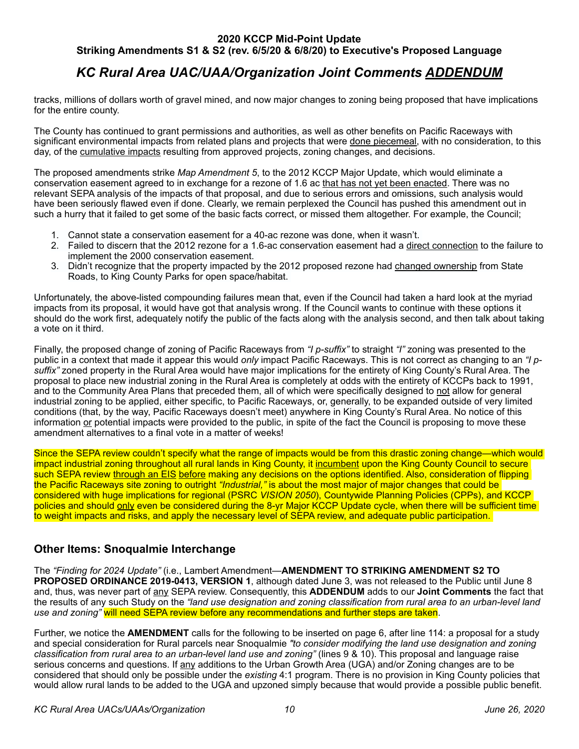tracks, millions of dollars worth of gravel mined, and now major changes to zoning being proposed that have implications for the entire county.

The County has continued to grant permissions and authorities, as well as other benefits on Pacific Raceways with significant environmental impacts from related plans and projects that were <u>done piecemeal</u>, with no consideration, to this day, of the <u>cumulative impacts</u> resulting from approved projects, zoning changes, and decisions.

The proposed amendments strike *Map Amendment 5*, to the 2012 KCCP Major Update, which would eliminate a conservation easement agreed to in exchange for a rezone of 1.6 ac <u>that has not yet been enacted</u>. There was no relevant SEPA analysis of the impacts of that proposal, and due to serious errors and omissions, such analysis would have been seriously flawed even if done. Clearly, we remain perplexed the Council has pushed this amendment out in such a hurry that it failed to get some of the basic facts correct, or missed them altogether. For example, the Council;

1. Cannot state a conservation easement for a 40-ac rezone was done, when it wasn't.
2. Failed to discern that the 2012 rezone for a 1.6-ac conservation easement had a <u>direct connection</u> to the failure to implement the 2000 conservation easement.
3. Didn't recognize that the property impacted by the 2012 proposed rezone had <u>changed ownership</u> from State Roads, to King County Parks for open space/habitat.

Unfortunately, the above-listed compounding failures mean that, even if the Council had taken a hard look at the myriad impacts from its proposal, it would have got that analysis wrong. If the Council wants to continue with these options it should do the work first, adequately notify the public of the facts along with the analysis second, and then talk about taking a vote on it third.

Finally, the proposed change of zoning of Pacific Raceways from *"I p-suffix"* to straight *"I"* zoning was presented to the public in a context that made it appear this would *only* impact Pacific Raceways. This is not correct as changing to an *"I p-suffix"* zoned property in the Rural Area would have major implications for the entirety of King County's Rural Area. The proposal to place new industrial zoning in the Rural Area is completely at odds with the entirety of KCCPs back to 1991, and to the Community Area Plans that preceded them, all of which were specifically designed to <u>not</u> allow for general industrial zoning to be applied, either specific, to Pacific Raceways, or, generally, to be expanded outside of very limited conditions (that, by the way, Pacific Raceways doesn't meet) anywhere in King County's Rural Area. No notice of this information <u>or</u> potential impacts were provided to the public, in spite of the fact the Council is proposing to move these amendment alternatives to a final vote in a matter of weeks!

Since the SEPA review couldn't specify what the range of impacts would be from this drastic zoning change—which would impact industrial zoning throughout all rural lands in King County, it <u>incumbent</u> upon the King County Council to secure such SEPA review <u>through an EIS</u> <u>before</u> making any decisions on the options identified. Also, consideration of flipping the Pacific Raceways site zoning to outright *"Industrial,"* is about the most major of major changes that could be considered with huge implications for regional (PSRC *VISION 2050*), Countywide Planning Policies (CPPs), and KCCP policies and should <u>only</u> even be considered during the 8-yr Major KCCP Update cycle, when there will be sufficient time to weight impacts and risks, and apply the necessary level of SEPA review, and adequate public participation.

## Other Items: Snoqualmie Interchange

The *"Finding for 2024 Update"* (i.e., Lambert Amendment—**AMENDMENT TO STRIKING AMENDMENT S2 TO PROPOSED ORDINANCE 2019-0413, VERSION 1**, although dated June 3, was not released to the Public until June 8 and, thus, was never part of <u>any</u> SEPA review. Consequently, this **ADDENDUM** adds to our **Joint Comments** the fact that the results of any such Study on the *"land use designation and zoning classification from rural area to an urban-level land use and zoning"* will need SEPA review before any recommendations and further steps are taken.

Further, we notice the **AMENDMENT** calls for the following to be inserted on page 6, after line 114: a proposal for a study and special consideration for Rural parcels near Snoqualmie *"to consider modifying the land use designation and zoning classification from rural area to an urban-level land use and zoning"* (lines 9 & 10). This proposal and language raise serious concerns and questions. If <u>any</u> additions to the Urban Growth Area (UGA) and/or Zoning changes are to be considered that should only be possible under the *existing* 4:1 program. There is no provision in King County policies that would allow rural lands to be added to the UGA and upzoned simply because that would provide a possible public benefit.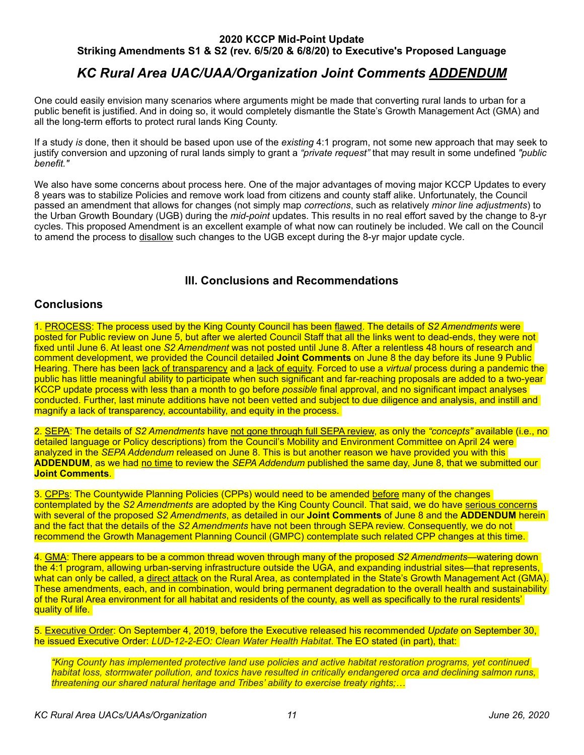**2020 KCCP Mid-Point Update**
**Striking Amendments S1 & S2 (rev. 6/5/20 & 6/8/20) to Executive's Proposed Language**

## *KC Rural Area UAC/UAA/Organization Joint Comments ADDENDUM*

One could easily envision many scenarios where arguments might be made that converting rural lands to urban for a public benefit is justified. And in doing so, it would completely dismantle the State's Growth Management Act (GMA) and all the long-term efforts to protect rural lands King County.

If a study *is* done, then it should be based upon use of the *existing* 4:1 program, not some new approach that may seek to justify conversion and upzoning of rural lands simply to grant a *"private request"* that may result in some undefined *"public benefit."*

We also have some concerns about process here. One of the major advantages of moving major KCCP Updates to every 8 years was to stabilize Policies and remove work load from citizens and county staff alike. Unfortunately, the Council passed an amendment that allows for changes (not simply map *corrections*, such as relatively *minor line adjustments*) to the Urban Growth Boundary (UGB) during the *mid-point* updates. This results in no real effort saved by the change to 8-yr cycles. This proposed Amendment is an excellent example of what now can routinely be included. We call on the Council to amend the process to disallow such changes to the UGB except during the 8-yr major update cycle.

## III. Conclusions and Recommendations

### Conclusions

1. PROCESS: The process used by the King County Council has been flawed. The details of *S2 Amendments* were posted for Public review on June 5, but after we alerted Council Staff that all the links went to dead-ends, they were not fixed until June 6. At least one *S2 Amendment* was not posted until June 8. After a relentless 48 hours of research and comment development, we provided the Council detailed **Joint Comments** on June 8 the day before its June 9 Public Hearing. There has been lack of transparency and a lack of equity. Forced to use a *virtual* process during a pandemic the public has little meaningful ability to participate when such significant and far-reaching proposals are added to a two-year KCCP update process with less than a month to go before *possible* final approval, and no significant impact analyses conducted. Further, last minute additions have not been vetted and subject to due diligence and analysis, and instill and magnify a lack of transparency, accountability, and equity in the process.

2. SEPA: The details of *S2 Amendments* have not gone through full SEPA review, as only the *"concepts"* available (i.e., no detailed language or Policy descriptions) from the Council's Mobility and Environment Committee on April 24 were analyzed in the *SEPA Addendum* released on June 8. This is but another reason we have provided you with this **ADDENDUM**, as we had no time to review the *SEPA Addendum* published the same day, June 8, that we submitted our **Joint Comments**.

3. CPPs: The Countywide Planning Policies (CPPs) would need to be amended before many of the changes contemplated by the *S2 Amendments* are adopted by the King County Council. That said, we do have serious concerns with several of the proposed *S2 Amendments*, as detailed in our **Joint Comments** of June 8 and the **ADDENDUM** herein and the fact that the details of the *S2 Amendments* have not been through SEPA review. Consequently, we do not recommend the Growth Management Planning Council (GMPC) contemplate such related CPP changes at this time.

4. GMA: There appears to be a common thread woven through many of the proposed *S2 Amendments*—watering down the 4:1 program, allowing urban-serving infrastructure outside the UGA, and expanding industrial sites—that represents, what can only be called, a direct attack on the Rural Area, as contemplated in the State's Growth Management Act (GMA). These amendments, each, and in combination, would bring permanent degradation to the overall health and sustainability of the Rural Area environment for all habitat and residents of the county, as well as specifically to the rural residents' quality of life.

5. Executive Order: On September 4, 2019, before the Executive released his recommended *Update* on September 30, he issued Executive Order: *LUD-12-2-EO: Clean Water Health Habitat*. The EO stated (in part), that:

> *"King County has implemented protective land use policies and active habitat restoration programs, yet continued habitat loss, stormwater pollution, and toxics have resulted in critically endangered orca and declining salmon runs, threatening our shared natural heritage and Tribes' ability to exercise treaty rights;…*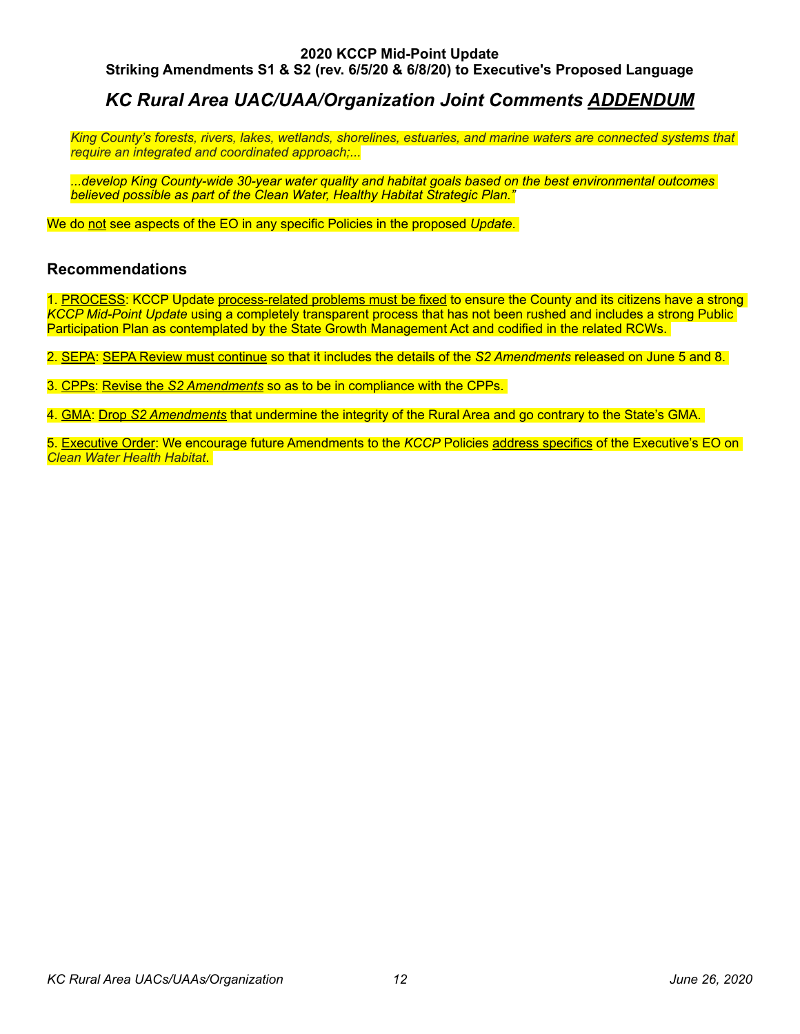**2020 KCCP Mid-Point Update**
**Striking Amendments S1 & S2 (rev. 6/5/20 & 6/8/20) to Executive's Proposed Language**

## *KC Rural Area UAC/UAA/Organization Joint Comments ADDENDUM*

> *King County's forests, rivers, lakes, wetlands, shorelines, estuaries, and marine waters are connected systems that require an integrated and coordinated approach;...*
>
> *...develop King County-wide 30-year water quality and habitat goals based on the best environmental outcomes believed possible as part of the Clean Water, Healthy Habitat Strategic Plan."*

We do not see aspects of the EO in any specific Policies in the proposed *Update*.

### Recommendations

1. PROCESS: KCCP Update process-related problems must be fixed to ensure the County and its citizens have a strong *KCCP Mid-Point Update* using a completely transparent process that has not been rushed and includes a strong Public Participation Plan as contemplated by the State Growth Management Act and codified in the related RCWs.

2. SEPA: SEPA Review must continue so that it includes the details of the *S2 Amendments* released on June 5 and 8.

3. CPPs: Revise the *S2 Amendments* so as to be in compliance with the CPPs.

4. GMA: Drop *S2 Amendments* that undermine the integrity of the Rural Area and go contrary to the State's GMA.

5. Executive Order: We encourage future Amendments to the *KCCP* Policies address specifics of the Executive's EO on *Clean Water Health Habitat*.